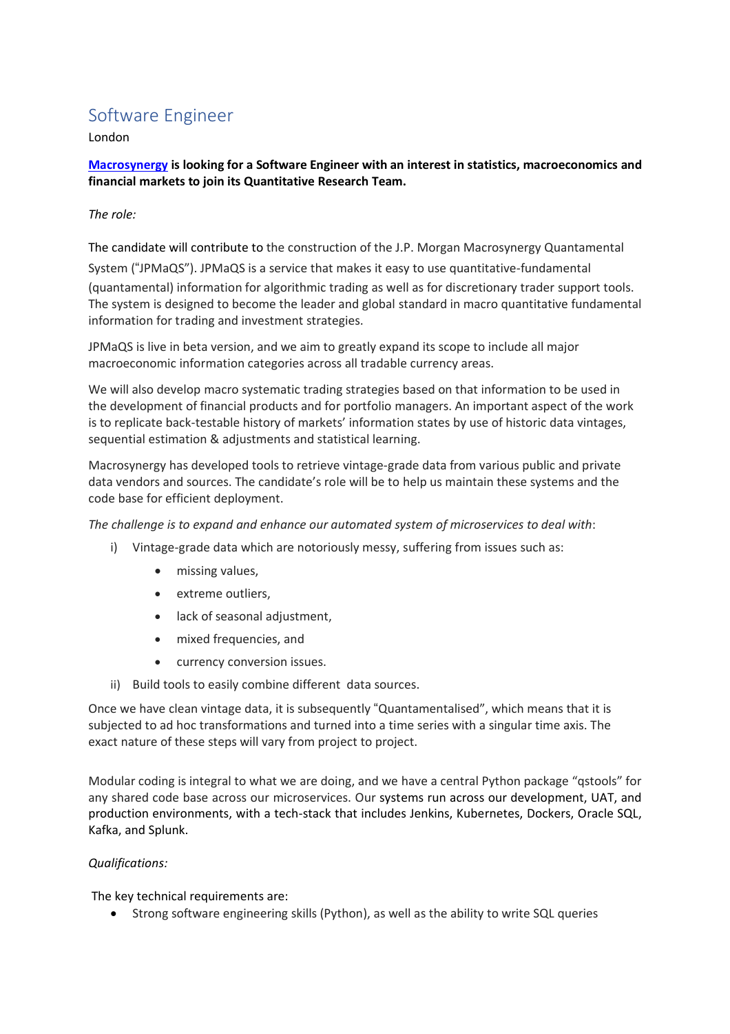# Software Engineer

London

**[Macrosynergy](Macrosynergy) is looking for a Software Engineer with an interest in statistics, macroeconomics and financial markets to join its Quantitative Research Team.**

*The role:*

The candidate will contribute to the construction of the J.P. Morgan Macrosynergy Quantamental System ("JPMaQS"). JPMaQS is a service that makes it easy to use quantitative-fundamental (quantamental) information for algorithmic trading as well as for discretionary trader support tools. The system is designed to become the leader and global standard in macro quantitative fundamental information for trading and investment strategies.

JPMaQS is live in beta version, and we aim to greatly expand its scope to include all major macroeconomic information categories across all tradable currency areas.

We will also develop macro systematic trading strategies based on that information to be used in the development of financial products and for portfolio managers. An important aspect of the work is to replicate back-testable history of markets' information states by use of historic data vintages, sequential estimation & adjustments and statistical learning.

Macrosynergy has developed tools to retrieve vintage-grade data from various public and private data vendors and sources. The candidate's role will be to help us maintain these systems and the code base for efficient deployment.

*The challenge is to expand and enhance our automated system of microservices to deal with*:

i) Vintage-grade data which are notoriously messy, suffering from issues such as:
   - missing values,
   - extreme outliers,
   - lack of seasonal adjustment,
   - mixed frequencies, and
   - currency conversion issues.

ii) Build tools to easily combine different data sources.

Once we have clean vintage data, it is subsequently "Quantamentalised", which means that it is subjected to ad hoc transformations and turned into a time series with a singular time axis. The exact nature of these steps will vary from project to project.

Modular coding is integral to what we are doing, and we have a central Python package "qstools" for any shared code base across our microservices. Our systems run across our development, UAT, and production environments, with a tech-stack that includes Jenkins, Kubernetes, Dockers, Oracle SQL, Kafka, and Splunk.

*Qualifications:*

The key technical requirements are:

- Strong software engineering skills (Python), as well as the ability to write SQL queries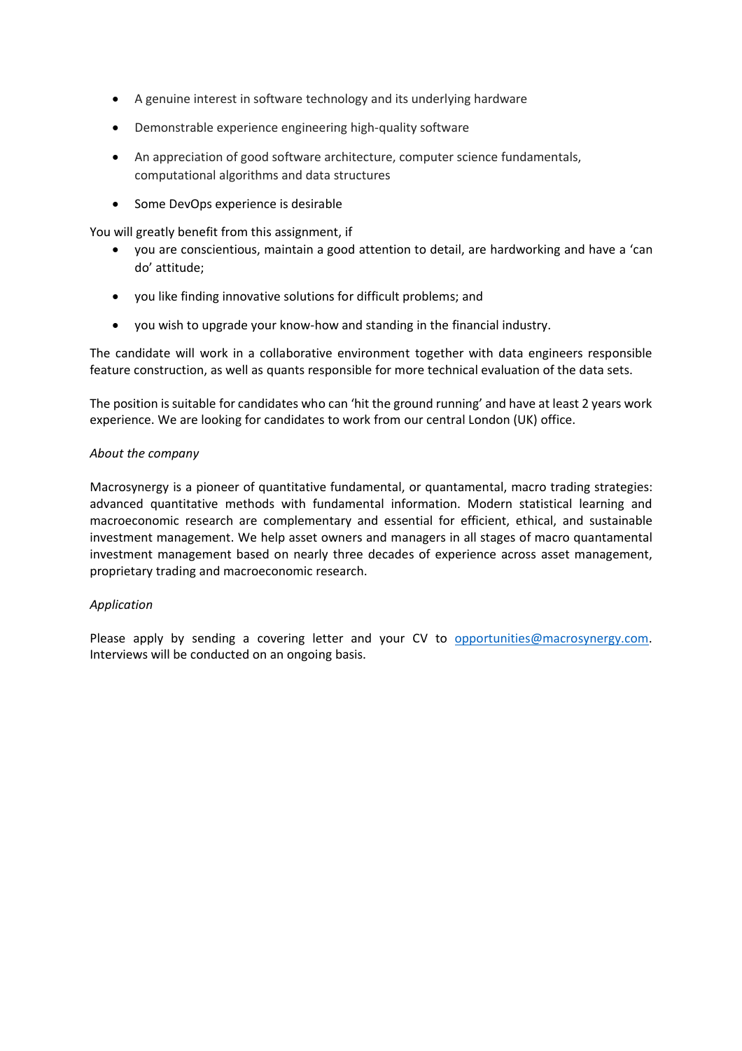- A genuine interest in software technology and its underlying hardware
- Demonstrable experience engineering high-quality software
- An appreciation of good software architecture, computer science fundamentals, computational algorithms and data structures
- Some DevOps experience is desirable

You will greatly benefit from this assignment, if

- you are conscientious, maintain a good attention to detail, are hardworking and have a 'can do' attitude;
- you like finding innovative solutions for difficult problems; and
- you wish to upgrade your know-how and standing in the financial industry.

The candidate will work in a collaborative environment together with data engineers responsible feature construction, as well as quants responsible for more technical evaluation of the data sets.

The position is suitable for candidates who can 'hit the ground running' and have at least 2 years work experience. We are looking for candidates to work from our central London (UK) office.

*About the company*

Macrosynergy is a pioneer of quantitative fundamental, or quantamental, macro trading strategies: advanced quantitative methods with fundamental information. Modern statistical learning and macroeconomic research are complementary and essential for efficient, ethical, and sustainable investment management. We help asset owners and managers in all stages of macro quantamental investment management based on nearly three decades of experience across asset management, proprietary trading and macroeconomic research.

*Application*

Please apply by sending a covering letter and your CV to opportunities@macrosynergy.com. Interviews will be conducted on an ongoing basis.